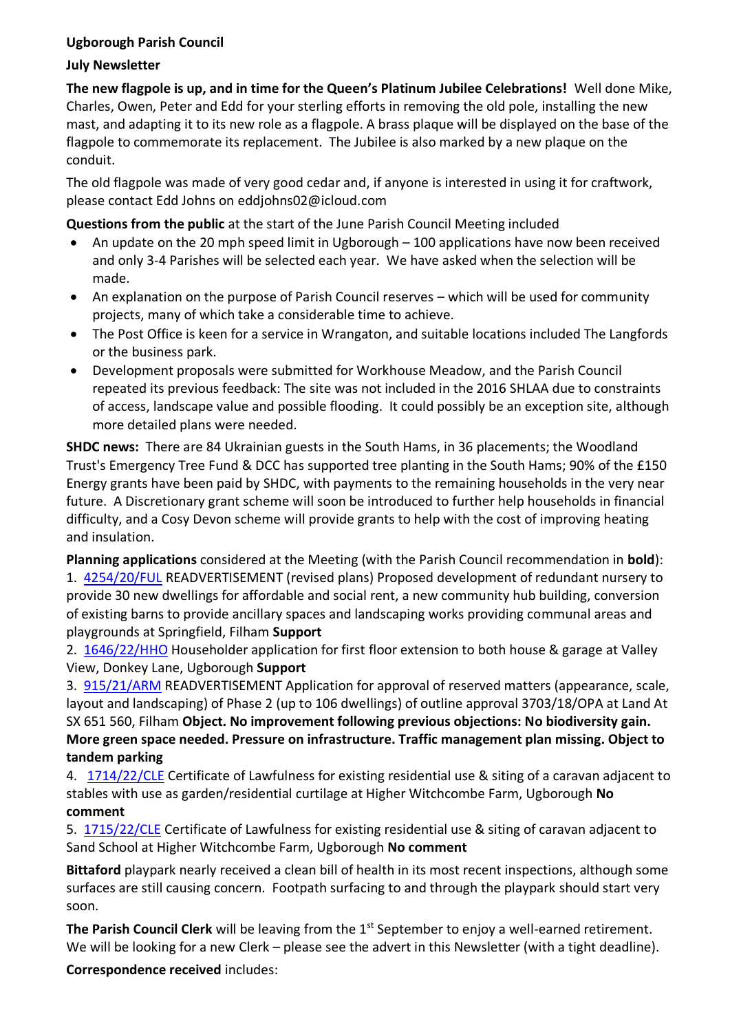**Ugborough Parish Council**

**July Newsletter**

**The new flagpole is up, and in time for the Queen's Platinum Jubilee Celebrations!** Well done Mike, Charles, Owen, Peter and Edd for your sterling efforts in removing the old pole, installing the new mast, and adapting it to its new role as a flagpole. A brass plaque will be displayed on the base of the flagpole to commemorate its replacement. The Jubilee is also marked by a new plaque on the conduit.

The old flagpole was made of very good cedar and, if anyone is interested in using it for craftwork, please contact Edd Johns on eddjohns02@icloud.com

**Questions from the public** at the start of the June Parish Council Meeting included

- An update on the 20 mph speed limit in Ugborough – 100 applications have now been received and only 3-4 Parishes will be selected each year. We have asked when the selection will be made.
- An explanation on the purpose of Parish Council reserves – which will be used for community projects, many of which take a considerable time to achieve.
- The Post Office is keen for a service in Wrangaton, and suitable locations included The Langfords or the business park.
- Development proposals were submitted for Workhouse Meadow, and the Parish Council repeated its previous feedback: The site was not included in the 2016 SHLAA due to constraints of access, landscape value and possible flooding. It could possibly be an exception site, although more detailed plans were needed.

**SHDC news:** There are 84 Ukrainian guests in the South Hams, in 36 placements; the Woodland Trust's Emergency Tree Fund & DCC has supported tree planting in the South Hams; 90% of the £150 Energy grants have been paid by SHDC, with payments to the remaining households in the very near future. A Discretionary grant scheme will soon be introduced to further help households in financial difficulty, and a Cosy Devon scheme will provide grants to help with the cost of improving heating and insulation.

**Planning applications** considered at the Meeting (with the Parish Council recommendation in **bold**):

1. 4254/20/FUL READVERTISEMENT (revised plans) Proposed development of redundant nursery to provide 30 new dwellings for affordable and social rent, a new community hub building, conversion of existing barns to provide ancillary spaces and landscaping works providing communal areas and playgrounds at Springfield, Filham **Support**
2. 1646/22/HHO Householder application for first floor extension to both house & garage at Valley View, Donkey Lane, Ugborough **Support**
3. 915/21/ARM READVERTISEMENT Application for approval of reserved matters (appearance, scale, layout and landscaping) of Phase 2 (up to 106 dwellings) of outline approval 3703/18/OPA at Land At SX 651 560, Filham **Object. No improvement following previous objections: No biodiversity gain. More green space needed. Pressure on infrastructure. Traffic management plan missing. Object to tandem parking**
4. 1714/22/CLE Certificate of Lawfulness for existing residential use & siting of a caravan adjacent to stables with use as garden/residential curtilage at Higher Witchcombe Farm, Ugborough **No comment**
5. 1715/22/CLE Certificate of Lawfulness for existing residential use & siting of caravan adjacent to Sand School at Higher Witchcombe Farm, Ugborough **No comment**

**Bittaford** playpark nearly received a clean bill of health in its most recent inspections, although some surfaces are still causing concern. Footpath surfacing to and through the playpark should start very soon.

**The Parish Council Clerk** will be leaving from the 1st September to enjoy a well-earned retirement. We will be looking for a new Clerk – please see the advert in this Newsletter (with a tight deadline).

**Correspondence received** includes: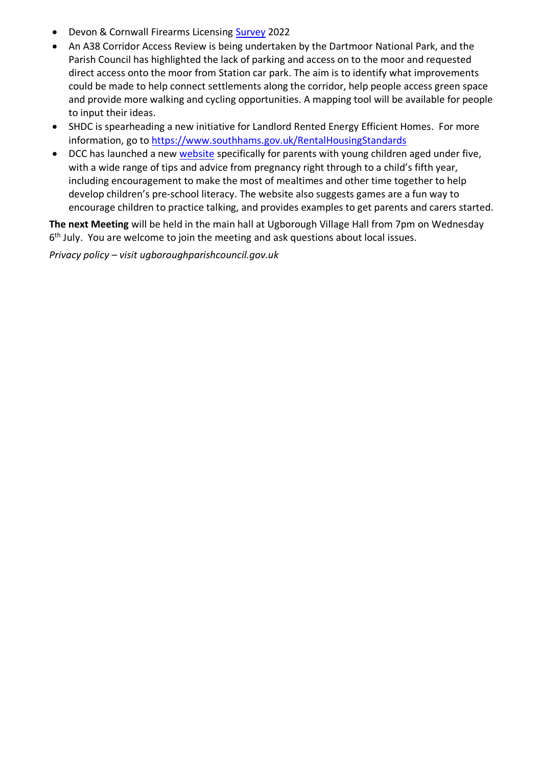- Devon & Cornwall Firearms Licensing Survey 2022
- An A38 Corridor Access Review is being undertaken by the Dartmoor National Park, and the Parish Council has highlighted the lack of parking and access on to the moor and requested direct access onto the moor from Station car park. The aim is to identify what improvements could be made to help connect settlements along the corridor, help people access green space and provide more walking and cycling opportunities. A mapping tool will be available for people to input their ideas.
- SHDC is spearheading a new initiative for Landlord Rented Energy Efficient Homes. For more information, go to https://www.southhams.gov.uk/RentalHousingStandards
- DCC has launched a new website specifically for parents with young children aged under five, with a wide range of tips and advice from pregnancy right through to a child's fifth year, including encouragement to make the most of mealtimes and other time together to help develop children's pre-school literacy. The website also suggests games are a fun way to encourage children to practice talking, and provides examples to get parents and carers started.

**The next Meeting** will be held in the main hall at Ugborough Village Hall from 7pm on Wednesday 6th July. You are welcome to join the meeting and ask questions about local issues.

*Privacy policy – visit ugboroughparishcouncil.gov.uk*